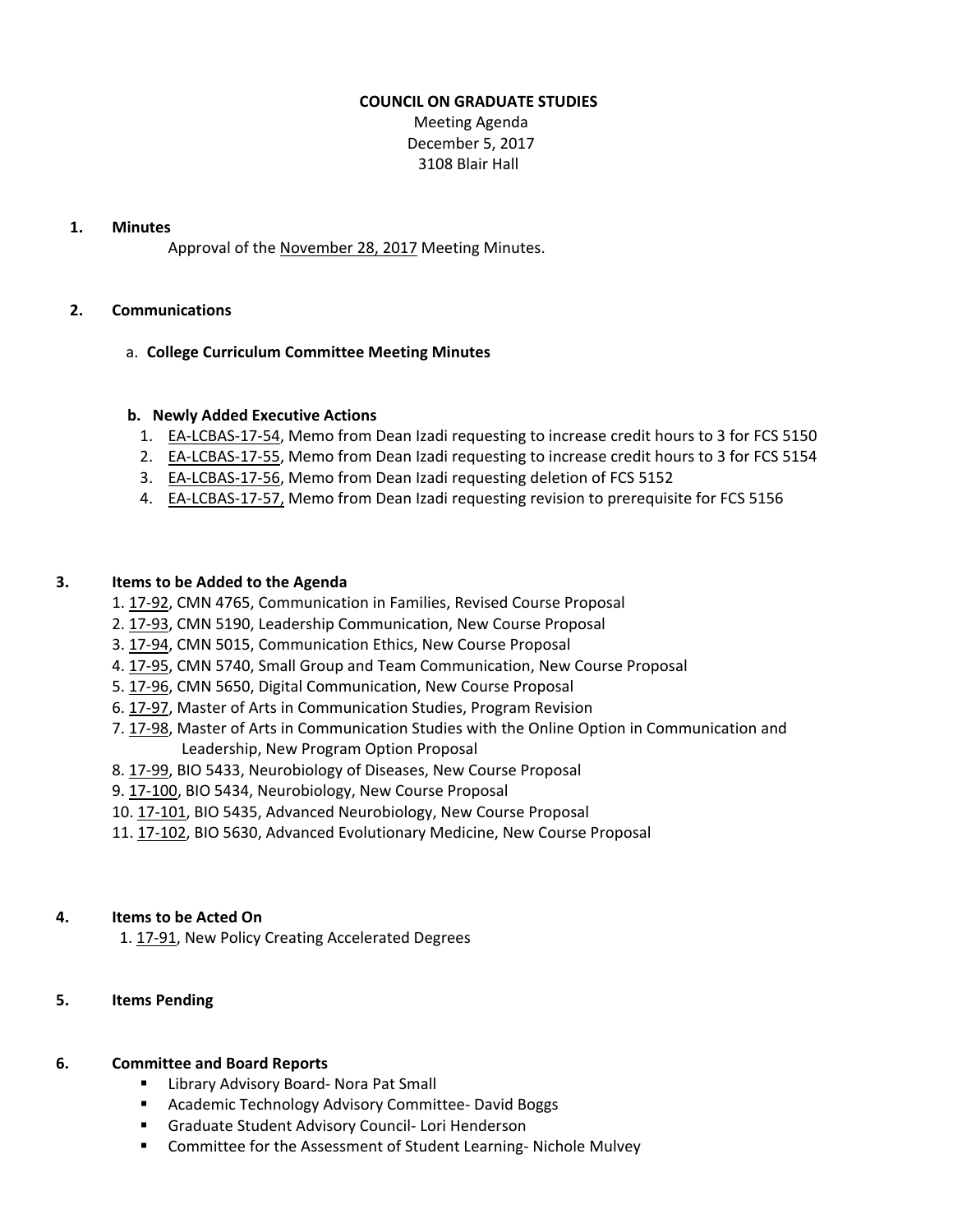# COUNCIL ON GRADUATE STUDIES

Meeting Agenda
December 5, 2017
3108 Blair Hall

## 1. Minutes

Approval of the November 28, 2017 Meeting Minutes.

## 2. Communications

a. **College Curriculum Committee Meeting Minutes**

**b. Newly Added Executive Actions**

1. EA-LCBAS-17-54, Memo from Dean Izadi requesting to increase credit hours to 3 for FCS 5150
2. EA-LCBAS-17-55, Memo from Dean Izadi requesting to increase credit hours to 3 for FCS 5154
3. EA-LCBAS-17-56, Memo from Dean Izadi requesting deletion of FCS 5152
4. EA-LCBAS-17-57, Memo from Dean Izadi requesting revision to prerequisite for FCS 5156

## 3. Items to be Added to the Agenda

1. 17-92, CMN 4765, Communication in Families, Revised Course Proposal
2. 17-93, CMN 5190, Leadership Communication, New Course Proposal
3. 17-94, CMN 5015, Communication Ethics, New Course Proposal
4. 17-95, CMN 5740, Small Group and Team Communication, New Course Proposal
5. 17-96, CMN 5650, Digital Communication, New Course Proposal
6. 17-97, Master of Arts in Communication Studies, Program Revision
7. 17-98, Master of Arts in Communication Studies with the Online Option in Communication and Leadership, New Program Option Proposal
8. 17-99, BIO 5433, Neurobiology of Diseases, New Course Proposal
9. 17-100, BIO 5434, Neurobiology, New Course Proposal
10. 17-101, BIO 5435, Advanced Neurobiology, New Course Proposal
11. 17-102, BIO 5630, Advanced Evolutionary Medicine, New Course Proposal

## 4. Items to be Acted On

1. 17-91, New Policy Creating Accelerated Degrees

## 5. Items Pending

## 6. Committee and Board Reports

- Library Advisory Board- Nora Pat Small
- Academic Technology Advisory Committee- David Boggs
- Graduate Student Advisory Council- Lori Henderson
- Committee for the Assessment of Student Learning- Nichole Mulvey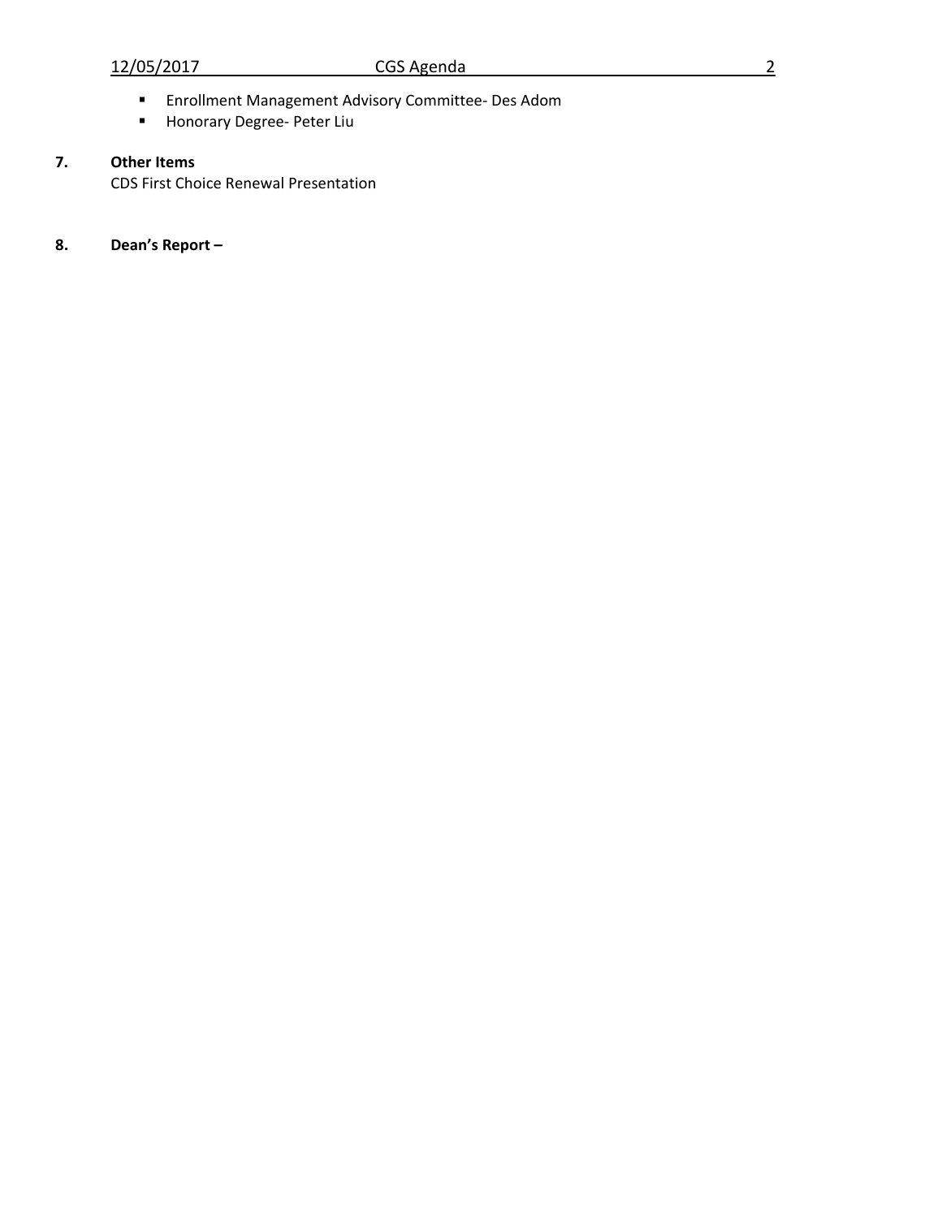- Enrollment Management Advisory Committee- Des Adom
- Honorary Degree- Peter Liu

**7. Other Items**

CDS First Choice Renewal Presentation

**8. Dean's Report –**